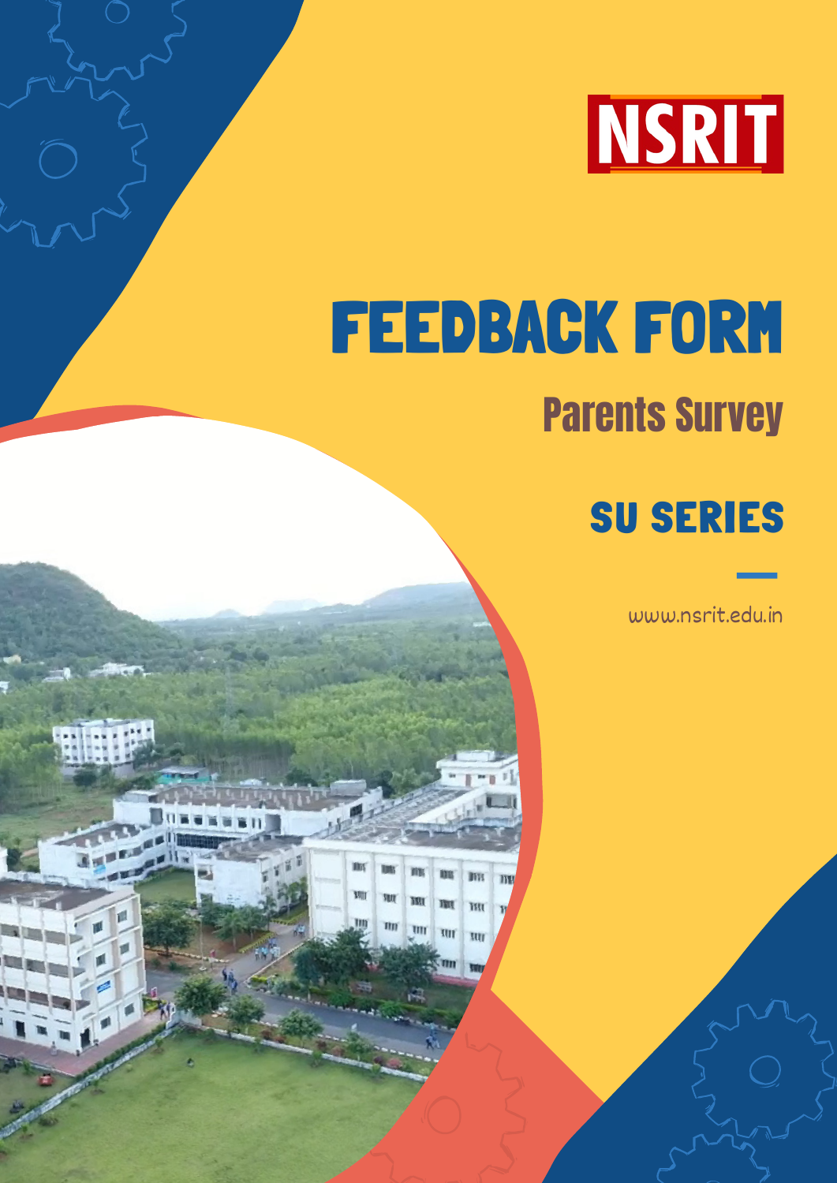NSRIT

# FEEDBACK FORM

## Parents Survey

## SU SERIES

www.nsrit.edu.in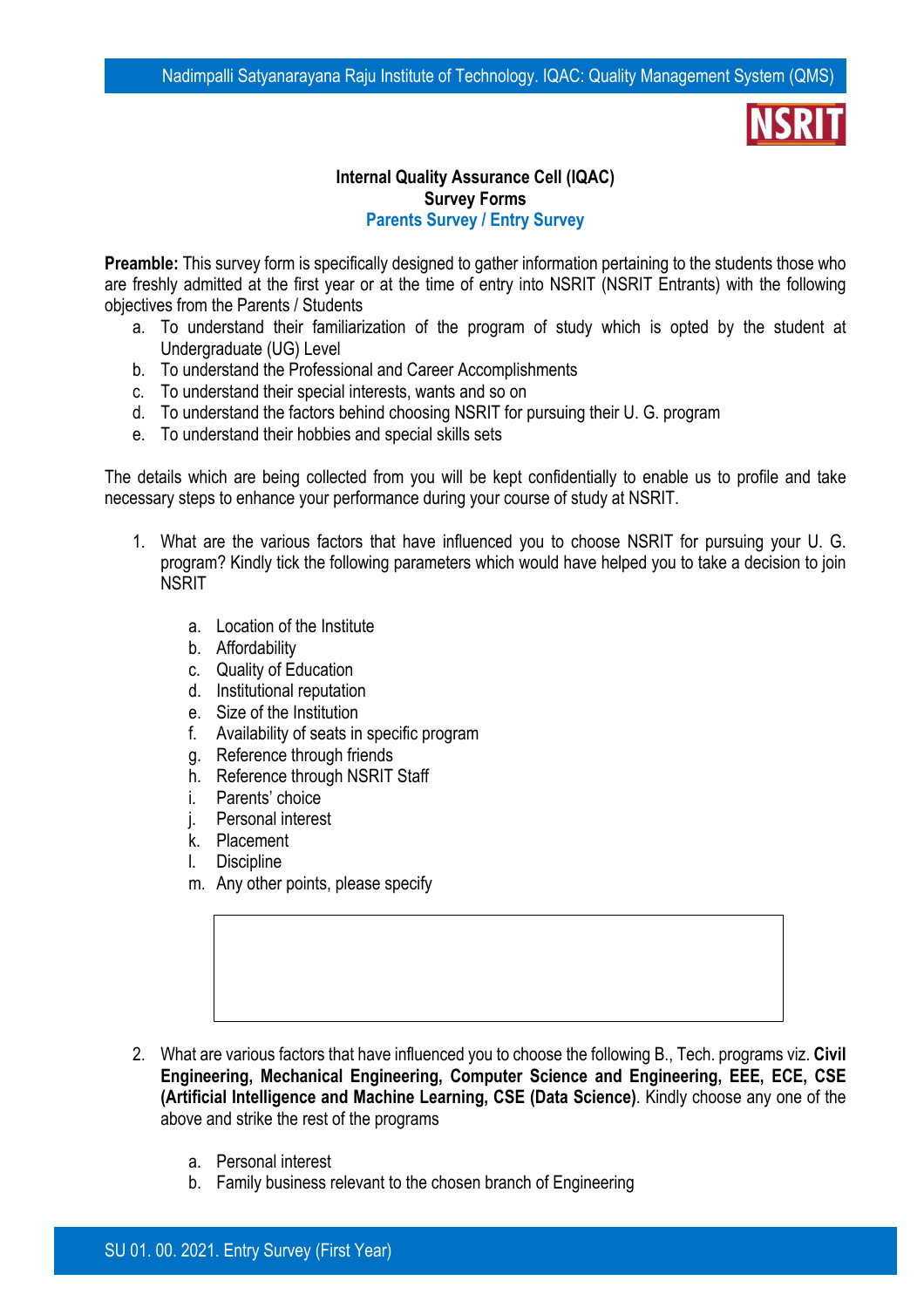**Internal Quality Assurance Cell (IQAC)**
**Survey Forms**
**Parents Survey / Entry Survey**

**Preamble:** This survey form is specifically designed to gather information pertaining to the students those who are freshly admitted at the first year or at the time of entry into NSRIT (NSRIT Entrants) with the following objectives from the Parents / Students

a. To understand their familiarization of the program of study which is opted by the student at Undergraduate (UG) Level
b. To understand the Professional and Career Accomplishments
c. To understand their special interests, wants and so on
d. To understand the factors behind choosing NSRIT for pursuing their U. G. program
e. To understand their hobbies and special skills sets

The details which are being collected from you will be kept confidentially to enable us to profile and take necessary steps to enhance your performance during your course of study at NSRIT.

1. What are the various factors that have influenced you to choose NSRIT for pursuing your U. G. program? Kindly tick the following parameters which would have helped you to take a decision to join NSRIT

    a. Location of the Institute
    b. Affordability
    c. Quality of Education
    d. Institutional reputation
    e. Size of the Institution
    f. Availability of seats in specific program
    g. Reference through friends
    h. Reference through NSRIT Staff
    i. Parents' choice
    j. Personal interest
    k. Placement
    l. Discipline
    m. Any other points, please specify

2. What are various factors that have influenced you to choose the following B., Tech. programs viz. **Civil Engineering, Mechanical Engineering, Computer Science and Engineering, EEE, ECE, CSE (Artificial Intelligence and Machine Learning, CSE (Data Science)**. Kindly choose any one of the above and strike the rest of the programs

    a. Personal interest
    b. Family business relevant to the chosen branch of Engineering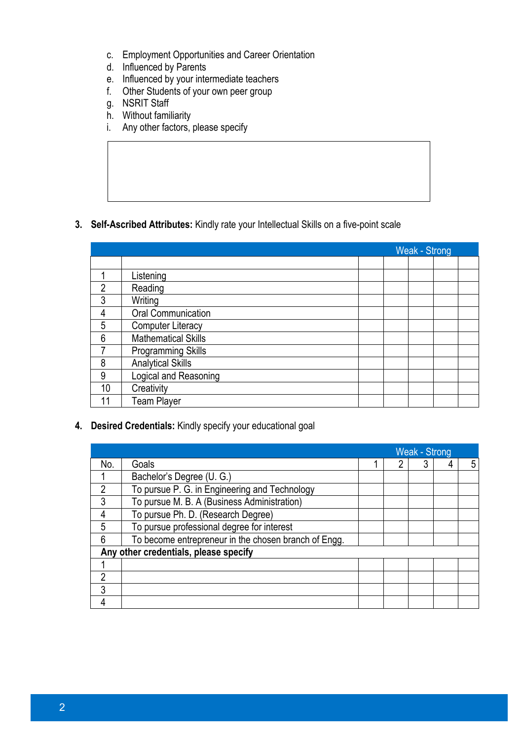c. Employment Opportunities and Career Orientation
d. Influenced by Parents
e. Influenced by your intermediate teachers
f. Other Students of your own peer group
g. NSRIT Staff
h. Without familiarity
i. Any other factors, please specify

|  |
|---|
|  |

3. **Self-Ascribed Attributes:** Kindly rate your Intellectual Skills on a five-point scale

|  |  | Weak - Strong | | | | |
|---|---|---|---|---|---|---|
|  |  |  |  |  |  |  |
| 1 | Listening |  |  |  |  |  |
| 2 | Reading |  |  |  |  |  |
| 3 | Writing |  |  |  |  |  |
| 4 | Oral Communication |  |  |  |  |  |
| 5 | Computer Literacy |  |  |  |  |  |
| 6 | Mathematical Skills |  |  |  |  |  |
| 7 | Programming Skills |  |  |  |  |  |
| 8 | Analytical Skills |  |  |  |  |  |
| 9 | Logical and Reasoning |  |  |  |  |  |
| 10 | Creativity |  |  |  |  |  |
| 11 | Team Player |  |  |  |  |  |

4. **Desired Credentials:** Kindly specify your educational goal

|  |  | Weak - Strong | | | | |
|---|---|---|---|---|---|---|
| No. | Goals | 1 | 2 | 3 | 4 | 5 |
| 1 | Bachelor's Degree (U. G.) |  |  |  |  |  |
| 2 | To pursue P. G. in Engineering and Technology |  |  |  |  |  |
| 3 | To pursue M. B. A (Business Administration) |  |  |  |  |  |
| 4 | To pursue Ph. D. (Research Degree) |  |  |  |  |  |
| 5 | To pursue professional degree for interest |  |  |  |  |  |
| 6 | To become entrepreneur in the chosen branch of Engg. |  |  |  |  |  |
| **Any other credentials, please specify** | | | | | | |
| 1 |  |  |  |  |  |  |
| 2 |  |  |  |  |  |  |
| 3 |  |  |  |  |  |  |
| 4 |  |  |  |  |  |  |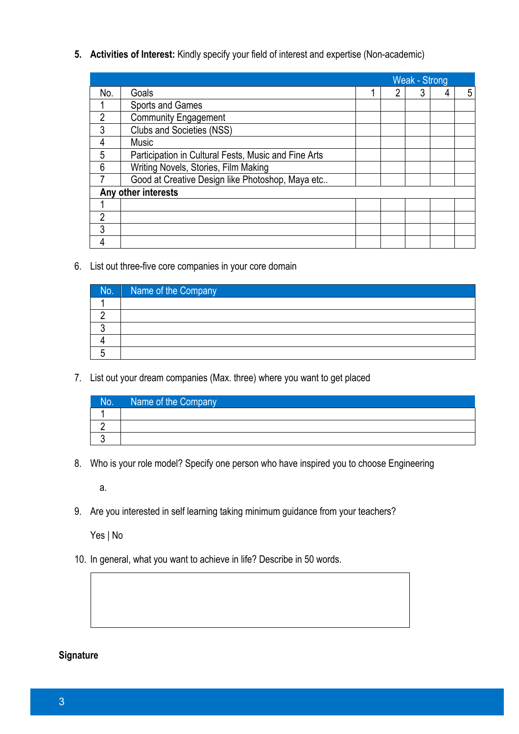5. **Activities of Interest:** Kindly specify your field of interest and expertise (Non-academic)

| | | Weak - Strong | | | | |
|---|---|---|---|---|---|---|
| **No.** | **Goals** | **1** | **2** | **3** | **4** | **5** |
| 1 | Sports and Games | | | | | |
| 2 | Community Engagement | | | | | |
| 3 | Clubs and Societies (NSS) | | | | | |
| 4 | Music | | | | | |
| 5 | Participation in Cultural Fests, Music and Fine Arts | | | | | |
| 6 | Writing Novels, Stories, Film Making | | | | | |
| 7 | Good at Creative Design like Photoshop, Maya etc.. | | | | | |
| **Any other interests** | | | | | | |
| 1 | | | | | | |
| 2 | | | | | | |
| 3 | | | | | | |
| 4 | | | | | | |

6. List out three-five core companies in your core domain

| No. | Name of the Company |
|---|---|
| 1 | |
| 2 | |
| 3 | |
| 4 | |
| 5 | |

7. List out your dream companies (Max. three) where you want to get placed

| No. | Name of the Company |
|---|---|
| 1 | |
| 2 | |
| 3 | |

8. Who is your role model? Specify one person who have inspired you to choose Engineering

   a.

9. Are you interested in self learning taking minimum guidance from your teachers?

   Yes | No

10. In general, what you want to achieve in life? Describe in 50 words.

**Signature**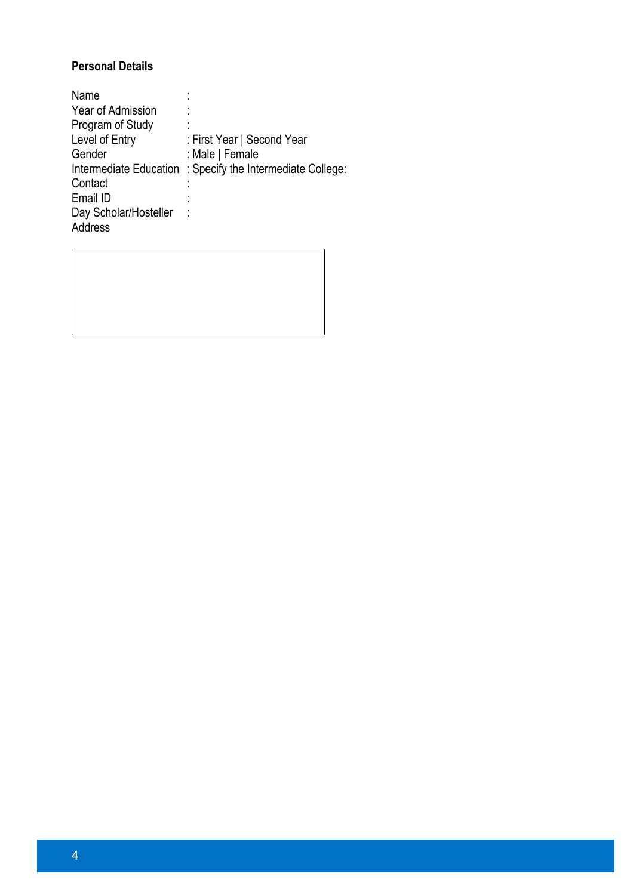**Personal Details**

| | |
|---|---|
| Name | : |
| Year of Admission | : |
| Program of Study | : |
| Level of Entry | : First Year \| Second Year |
| Gender | : Male \| Female |
| Intermediate Education | : Specify the Intermediate College: |
| Contact | : |
| Email ID | : |
| Day Scholar/Hosteller | : |
| Address | |